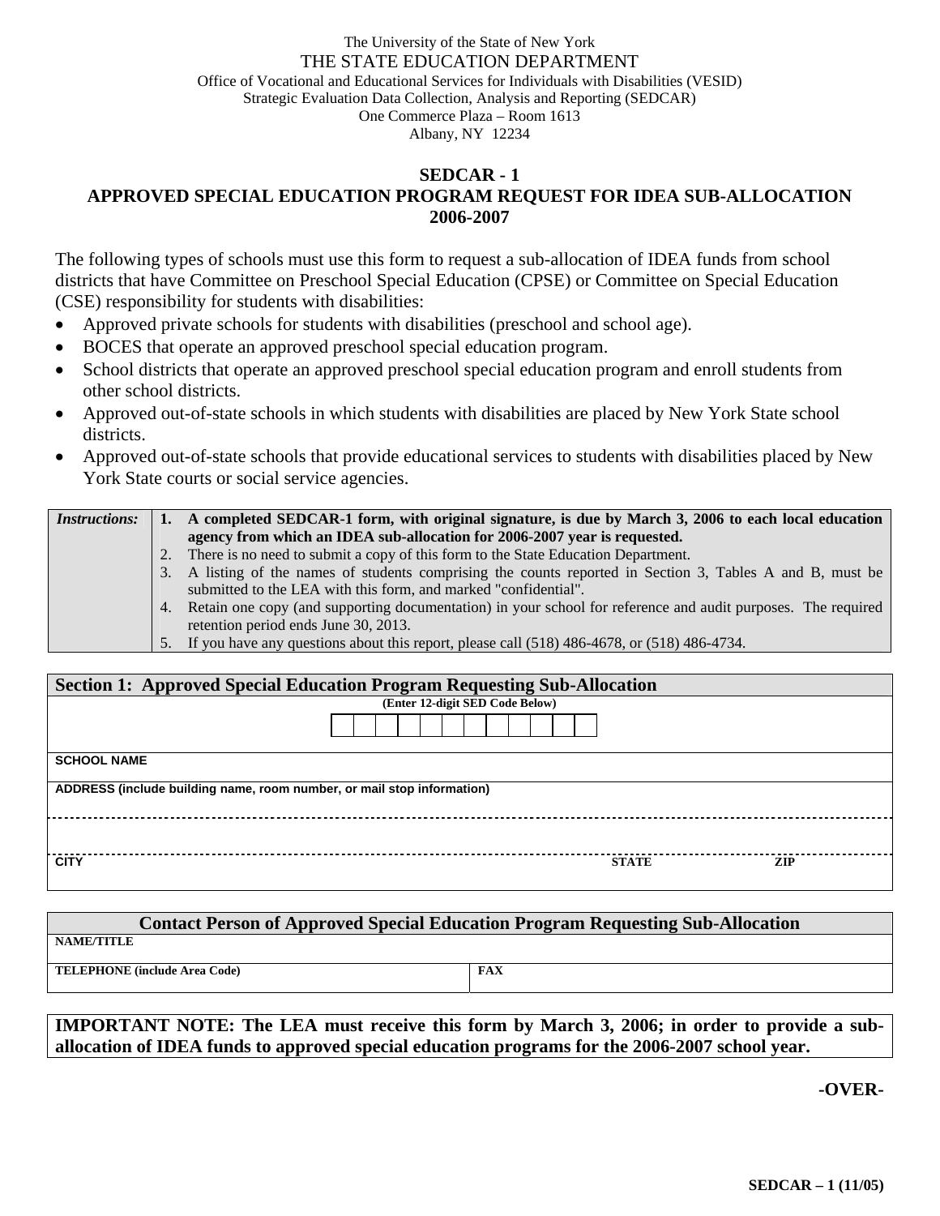The University of the State of New York

THE STATE EDUCATION DEPARTMENT

Office of Vocational and Educational Services for Individuals with Disabilities (VESID)

Strategic Evaluation Data Collection, Analysis and Reporting (SEDCAR)

One Commerce Plaza – Room 1613

Albany, NY 12234

# SEDCAR - 1

## APPROVED SPECIAL EDUCATION PROGRAM REQUEST FOR IDEA SUB-ALLOCATION 2006-2007

The following types of schools must use this form to request a sub-allocation of IDEA funds from school districts that have Committee on Preschool Special Education (CPSE) or Committee on Special Education (CSE) responsibility for students with disabilities:

- Approved private schools for students with disabilities (preschool and school age).
- BOCES that operate an approved preschool special education program.
- School districts that operate an approved preschool special education program and enroll students from other school districts.
- Approved out-of-state schools in which students with disabilities are placed by New York State school districts.
- Approved out-of-state schools that provide educational services to students with disabilities placed by New York State courts or social service agencies.

| *Instructions:* | |
|---|---|
| | 1. **A completed SEDCAR-1 form, with original signature, is due by March 3, 2006 to each local education agency from which an IDEA sub-allocation for 2006-2007 year is requested.** |
| | 2. There is no need to submit a copy of this form to the State Education Department. |
| | 3. A listing of the names of students comprising the counts reported in Section 3, Tables A and B, must be submitted to the LEA with this form, and marked "confidential". |
| | 4. Retain one copy (and supporting documentation) in your school for reference and audit purposes. The required retention period ends June 30, 2013. |
| | 5. If you have any questions about this report, please call (518) 486-4678, or (518) 486-4734. |

| **Section 1: Approved Special Education Program Requesting Sub-Allocation** | | |
|---|---|---|
| **(Enter 12-digit SED Code Below)** | | |
| | | |
| **SCHOOL NAME** | | |
| **ADDRESS (include building name, room number, or mail stop information)** | | |
| | | |
| **CITY** | **STATE** | **ZIP** |

| **Contact Person of Approved Special Education Program Requesting Sub-Allocation** | |
|---|---|
| **NAME/TITLE** | |
| **TELEPHONE (include Area Code)** | **FAX** |

**IMPORTANT NOTE: The LEA must receive this form by March 3, 2006; in order to provide a sub-allocation of IDEA funds to approved special education programs for the 2006-2007 school year.**

**-OVER-**

**SEDCAR – 1 (11/05)**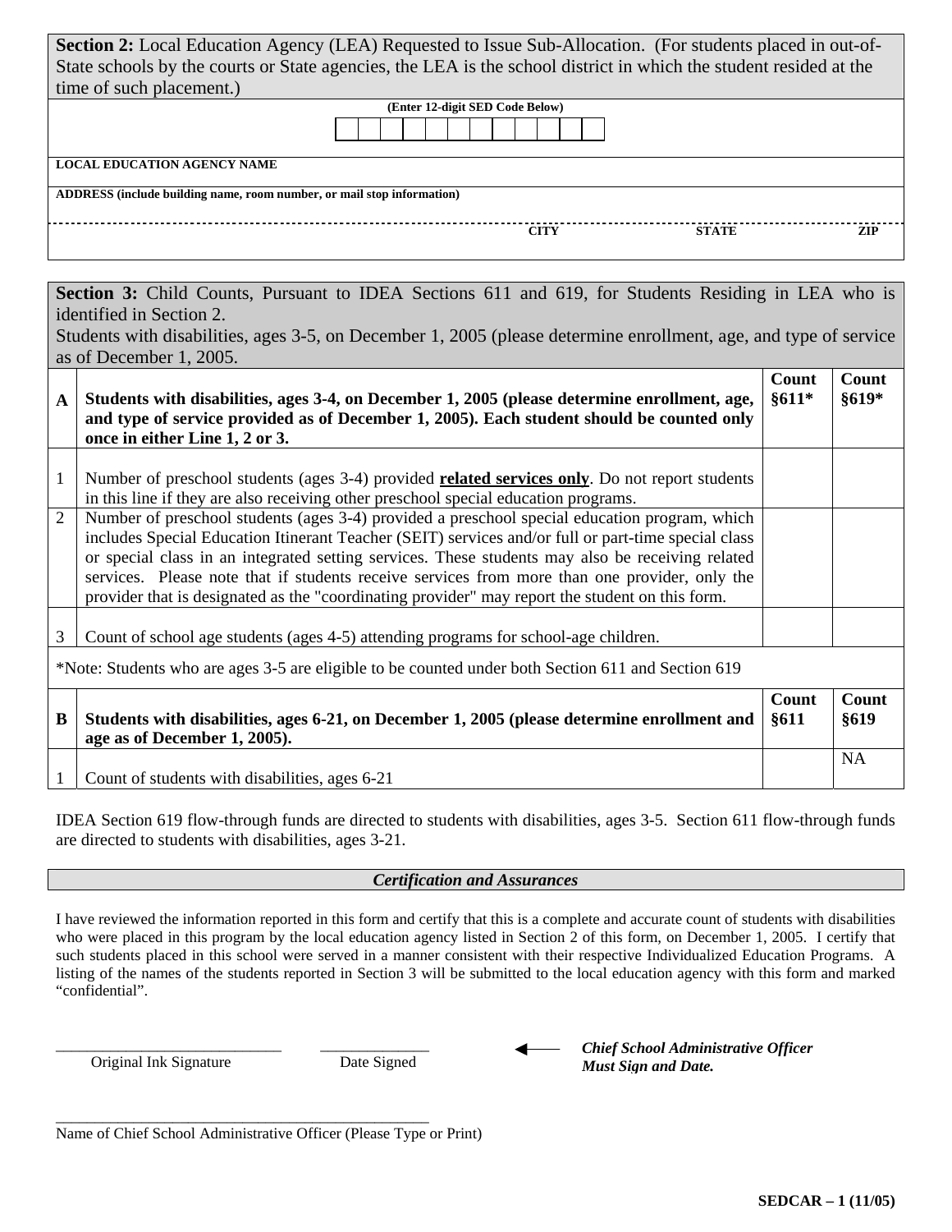**Section 2:** Local Education Agency (LEA) Requested to Issue Sub-Allocation. (For students placed in out-of-State schools by the courts or State agencies, the LEA is the school district in which the student resided at the time of such placement.)

**(Enter 12-digit SED Code Below)**

| | | | | | | | | | | | |
|---|---|---|---|---|---|---|---|---|---|---|---|
| | | | | | | | | | | | |

**LOCAL EDUCATION AGENCY NAME**

**ADDRESS (include building name, room number, or mail stop information)**

**CITY** **STATE** **ZIP**

**Section 3:** Child Counts, Pursuant to IDEA Sections 611 and 619, for Students Residing in LEA who is identified in Section 2.
Students with disabilities, ages 3-5, on December 1, 2005 (please determine enrollment, age, and type of service as of December 1, 2005.

| | | | |
|---|---|---|---|
| **A** | **Students with disabilities, ages 3-4, on December 1, 2005 (please determine enrollment, age, and type of service provided as of December 1, 2005). Each student should be counted only once in either Line 1, 2 or 3.** | **Count §611*** | **Count §619*** |
| 1 | Number of preschool students (ages 3-4) provided **related services only**. Do not report students in this line if they are also receiving other preschool special education programs. | | |
| 2 | Number of preschool students (ages 3-4) provided a preschool special education program, which includes Special Education Itinerant Teacher (SEIT) services and/or full or part-time special class or special class in an integrated setting services. These students may also be receiving related services. Please note that if students receive services from more than one provider, only the provider that is designated as the "coordinating provider" may report the student on this form. | | |
| 3 | Count of school age students (ages 4-5) attending programs for school-age children. | | |
| *Note: Students who are ages 3-5 are eligible to be counted under both Section 611 and Section 619 | | | |
| **B** | **Students with disabilities, ages 6-21, on December 1, 2005 (please determine enrollment and age as of December 1, 2005).** | **Count §611** | **Count §619** |
| 1 | Count of students with disabilities, ages 6-21 | | NA |

IDEA Section 619 flow-through funds are directed to students with disabilities, ages 3-5. Section 611 flow-through funds are directed to students with disabilities, ages 3-21.

***Certification and Assurances***

I have reviewed the information reported in this form and certify that this is a complete and accurate count of students with disabilities who were placed in this program by the local education agency listed in Section 2 of this form, on December 1, 2005. I certify that such students placed in this school were served in a manner consistent with their respective Individualized Education Programs. A listing of the names of the students reported in Section 3 will be submitted to the local education agency with this form and marked "confidential".

\_\_\_\_\_\_\_\_\_\_\_\_\_\_\_\_\_\_\_\_\_\_\_\_\_\_\_\_ Original Ink Signature

\_\_\_\_\_\_\_\_\_\_\_\_\_\_ Date Signed

← ***Chief School Administrative Officer Must Sign and Date.***

\_\_\_\_\_\_\_\_\_\_\_\_\_\_\_\_\_\_\_\_\_\_\_\_\_\_\_\_\_\_\_\_\_\_\_\_\_\_\_\_\_\_\_\_\_\_\_\_
Name of Chief School Administrative Officer (Please Type or Print)

**SEDCAR – 1 (11/05)**